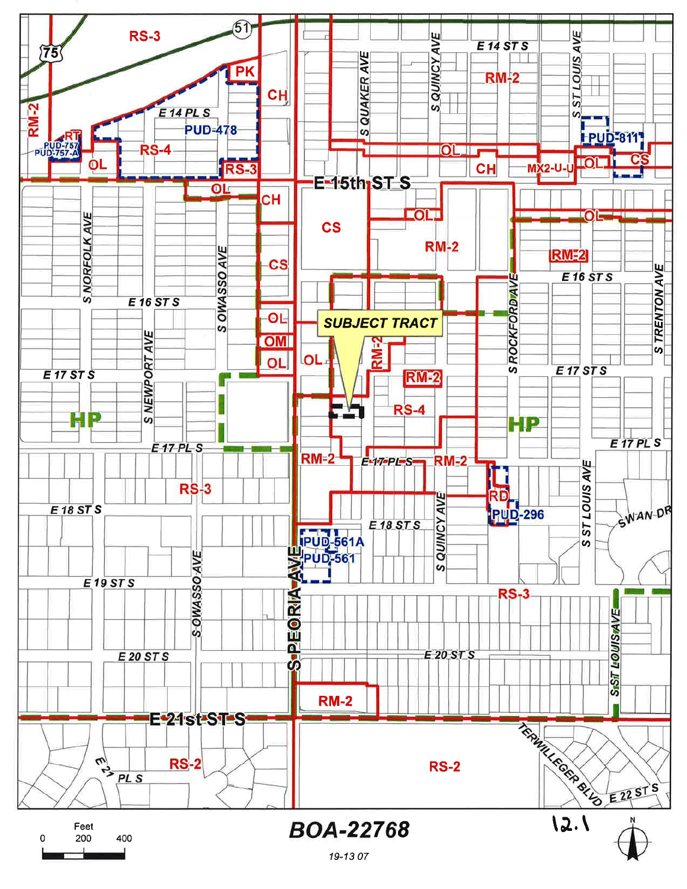RS-3

RM-2

PK

CH

E 14 PL S

PUD-478

RT

PUD-757

PUD-757-A

OL

RS-4

RS-3

S QUAKER AVE

S QUINCY AVE

E 14 ST S

RM-2

S ST LOUIS AVE

PUD-811

OL

CH

MX2-U-U

OL

CS

E 15th ST S

OL

CH

CS

OL

RM-2

OL

RM-2

S NORFOLK AVE

S OWASSO AVE

CS

E 16 ST S

E 16 ST S

S TRENTON AVE

S ROCKFORD AVE

OL

SUBJECT TRACT

S NEWPORT AVE

OM

RM-2

OL

OL

RM-2

E 17 ST S

E 17 ST S

HP

RS-4

HP

E 17 PL S

E 17 PL S

RM-2

E 17 PL S

RM-2

RS-3

RD

PUD-296

E 18 ST S

S QUINCY AVE

E 18 ST S

S ST LOUIS AVE

SWAN DR

PUD-561A

PUD-561

E 19 ST S

S OWASSO AVE

S PEORIA AVE

RS-3

E 20 ST S

E 20 ST S

S ST LOUIS AVE

RM-2

E 21st ST S

RS-2

E 21 PL S

RS-2

TERWILLEGER BLVD

E 22 ST S

Feet

0 200 400

**BOA-22768**

19-13 07

12.1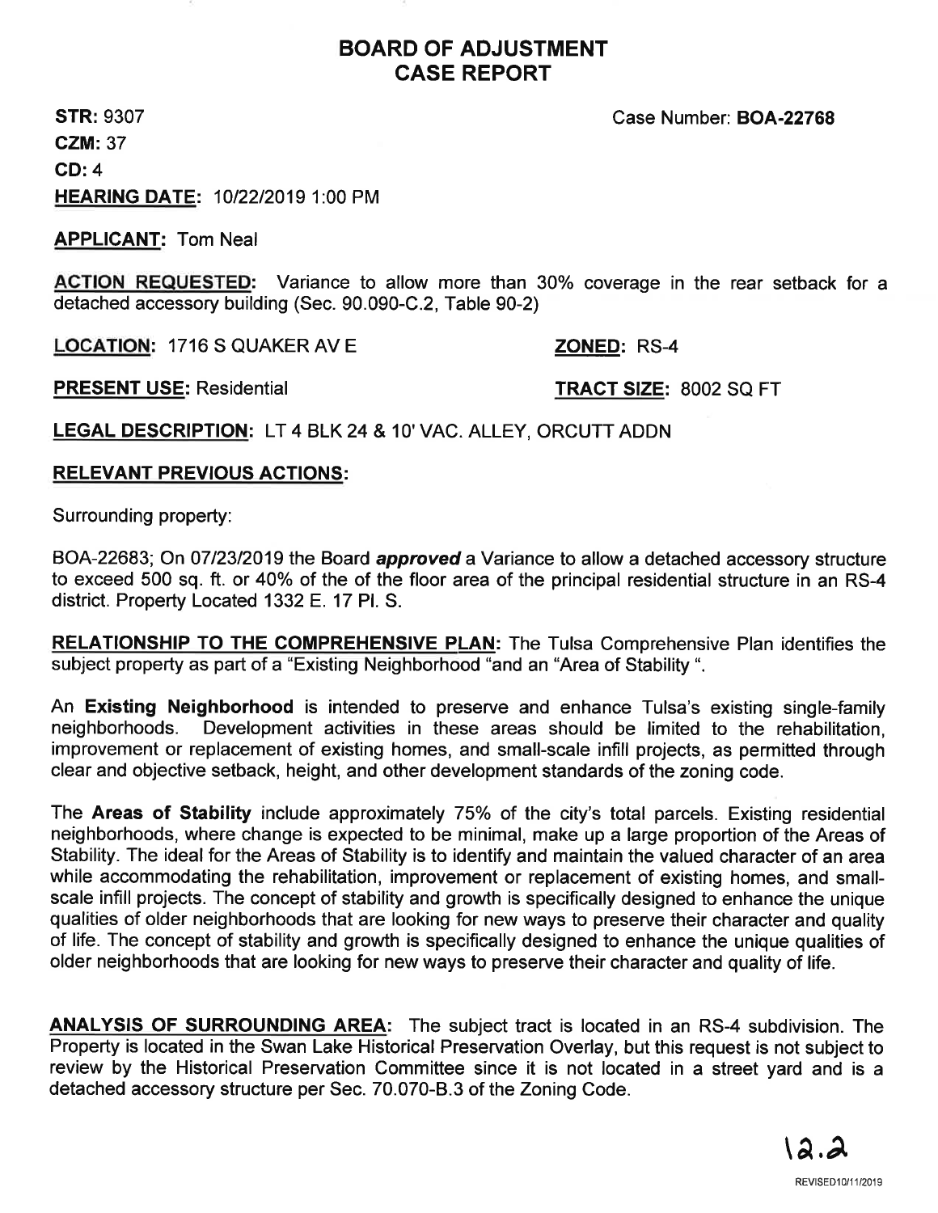# BOARD OF ADJUSTMENT
# CASE REPORT

**STR:** 9307 Case Number: **BOA-22768**

**CZM:** 37

**CD:** 4

**HEARING DATE:** 10/22/2019 1:00 PM

**APPLICANT:** Tom Neal

**ACTION REQUESTED:** Variance to allow more than 30% coverage in the rear setback for a detached accessory building (Sec. 90.090-C.2, Table 90-2)

**LOCATION:** 1716 S QUAKER AV E **ZONED:** RS-4

**PRESENT USE:** Residential **TRACT SIZE:** 8002 SQ FT

**LEGAL DESCRIPTION:** LT 4 BLK 24 & 10' VAC. ALLEY, ORCUTT ADDN

**RELEVANT PREVIOUS ACTIONS:**

Surrounding property:

BOA-22683; On 07/23/2019 the Board ***approved*** a Variance to allow a detached accessory structure to exceed 500 sq. ft. or 40% of the of the floor area of the principal residential structure in an RS-4 district. Property Located 1332 E. 17 Pl. S.

**RELATIONSHIP TO THE COMPREHENSIVE PLAN:** The Tulsa Comprehensive Plan identifies the subject property as part of a "Existing Neighborhood "and an "Area of Stability ".

An **Existing Neighborhood** is intended to preserve and enhance Tulsa's existing single-family neighborhoods. Development activities in these areas should be limited to the rehabilitation, improvement or replacement of existing homes, and small-scale infill projects, as permitted through clear and objective setback, height, and other development standards of the zoning code.

The **Areas of Stability** include approximately 75% of the city's total parcels. Existing residential neighborhoods, where change is expected to be minimal, make up a large proportion of the Areas of Stability. The ideal for the Areas of Stability is to identify and maintain the valued character of an area while accommodating the rehabilitation, improvement or replacement of existing homes, and small-scale infill projects. The concept of stability and growth is specifically designed to enhance the unique qualities of older neighborhoods that are looking for new ways to preserve their character and quality of life. The concept of stability and growth is specifically designed to enhance the unique qualities of older neighborhoods that are looking for new ways to preserve their character and quality of life.

**ANALYSIS OF SURROUNDING AREA:** The subject tract is located in an RS-4 subdivision. The Property is located in the Swan Lake Historical Preservation Overlay, but this request is not subject to review by the Historical Preservation Committee since it is not located in a street yard and is a detached accessory structure per Sec. 70.070-B.3 of the Zoning Code.

12.2

REVISED10/11/2019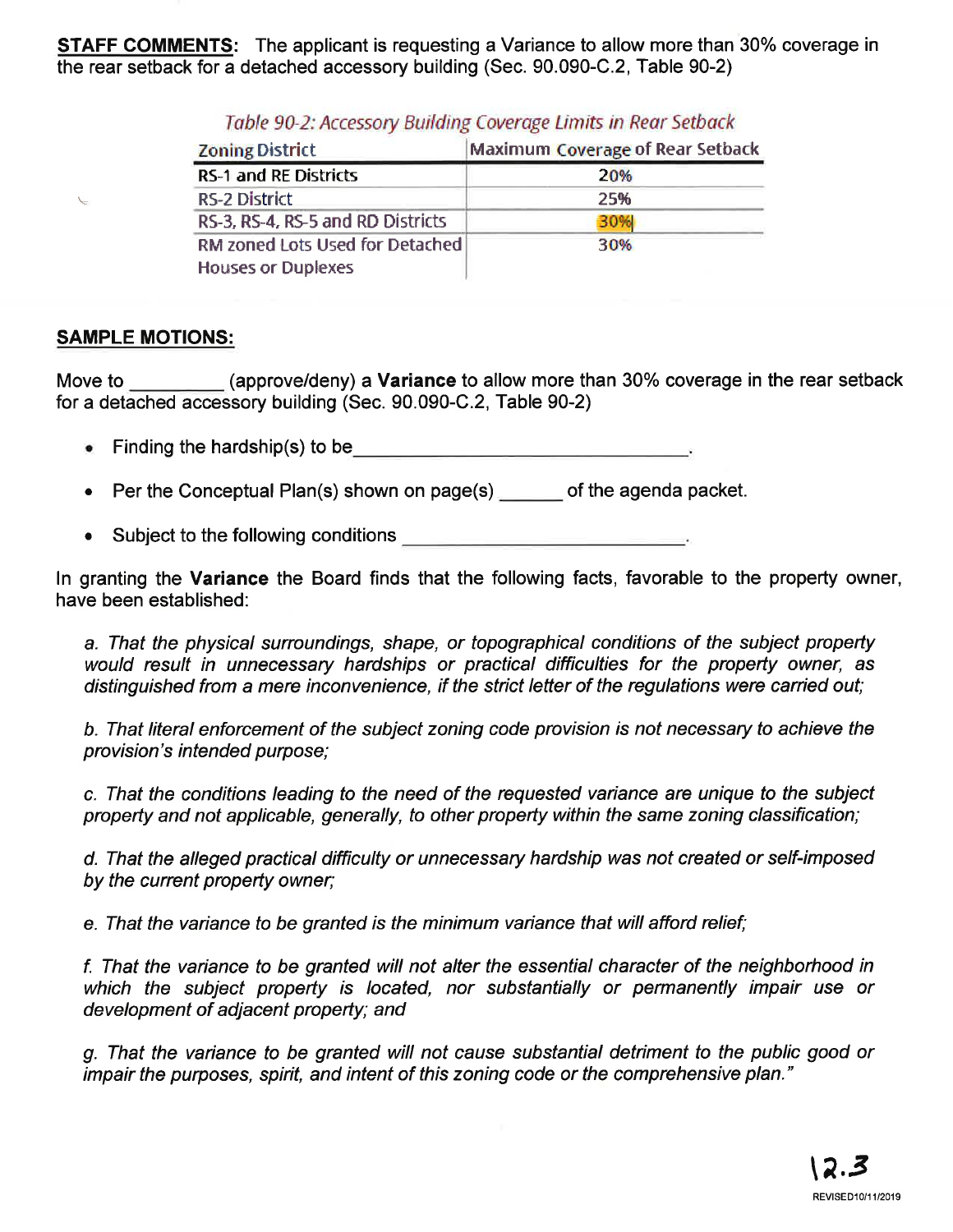**STAFF COMMENTS**: The applicant is requesting a Variance to allow more than 30% coverage in the rear setback for a detached accessory building (Sec. 90.090-C.2, Table 90-2)

*Table 90-2: Accessory Building Coverage Limits in Rear Setback*

| Zoning District | Maximum Coverage of Rear Setback |
|---|---|
| RS-1 and RE Districts | 20% |
| RS-2 District | 25% |
| RS-3, RS-4, RS-5 and RD Districts | 30% |
| RM zoned Lots Used for Detached Houses or Duplexes | 30% |

**SAMPLE MOTIONS:**

Move to _________ (approve/deny) a **Variance** to allow more than 30% coverage in the rear setback for a detached accessory building (Sec. 90.090-C.2, Table 90-2)

- Finding the hardship(s) to be _________________________________.
- Per the Conceptual Plan(s) shown on page(s) ______ of the agenda packet.
- Subject to the following conditions ____________________________.

In granting the **Variance** the Board finds that the following facts, favorable to the property owner, have been established:

*a. That the physical surroundings, shape, or topographical conditions of the subject property would result in unnecessary hardships or practical difficulties for the property owner, as distinguished from a mere inconvenience, if the strict letter of the regulations were carried out;*

*b. That literal enforcement of the subject zoning code provision is not necessary to achieve the provision's intended purpose;*

*c. That the conditions leading to the need of the requested variance are unique to the subject property and not applicable, generally, to other property within the same zoning classification;*

*d. That the alleged practical difficulty or unnecessary hardship was not created or self-imposed by the current property owner;*

*e. That the variance to be granted is the minimum variance that will afford relief;*

*f. That the variance to be granted will not alter the essential character of the neighborhood in which the subject property is located, nor substantially or permanently impair use or development of adjacent property; and*

*g. That the variance to be granted will not cause substantial detriment to the public good or impair the purposes, spirit, and intent of this zoning code or the comprehensive plan."*

12.3

REVISED10/11/2019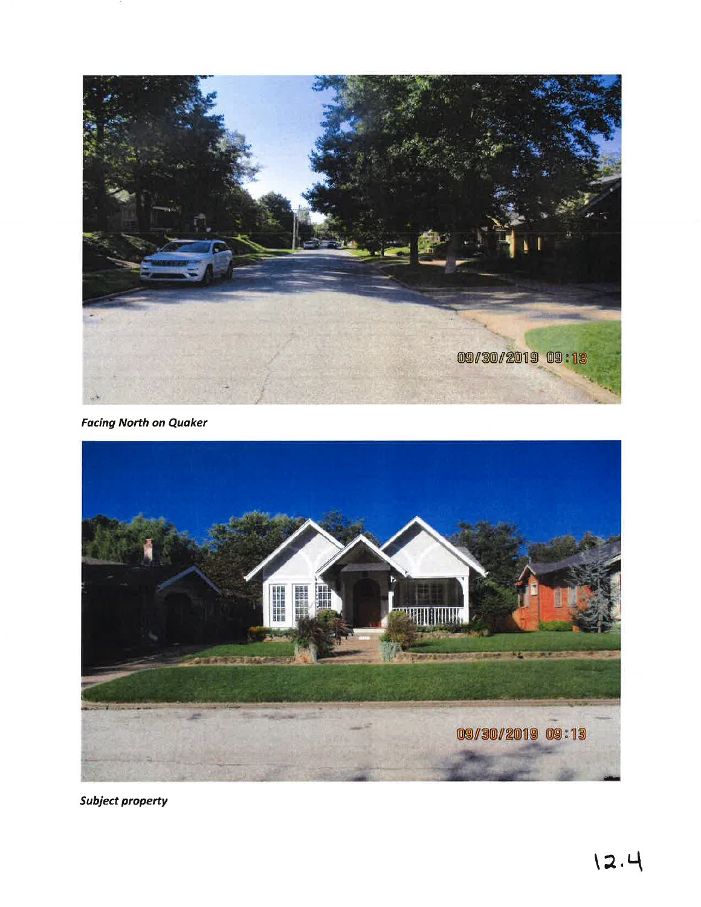*Facing North on Quaker*

*Subject property*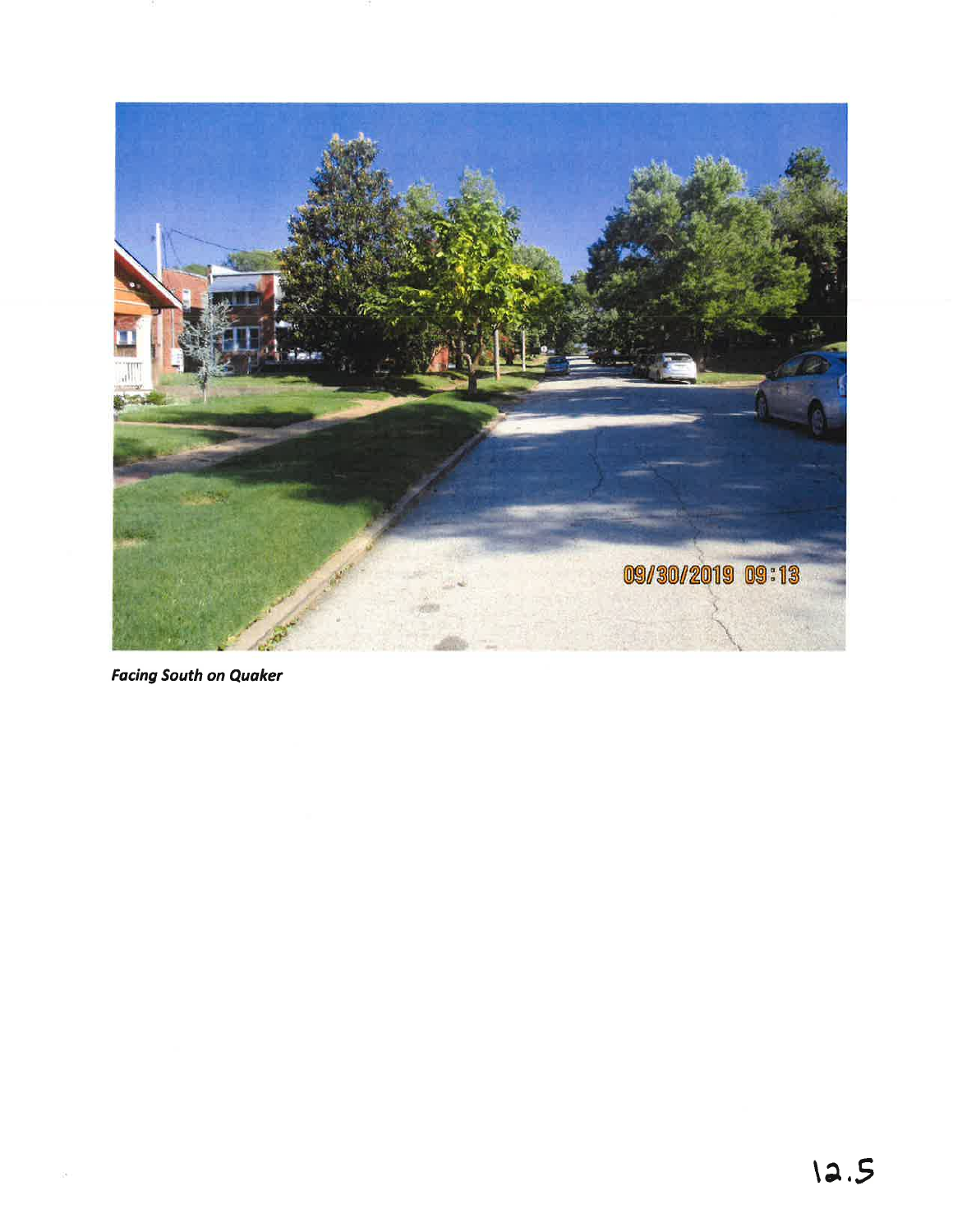*Facing South on Quaker*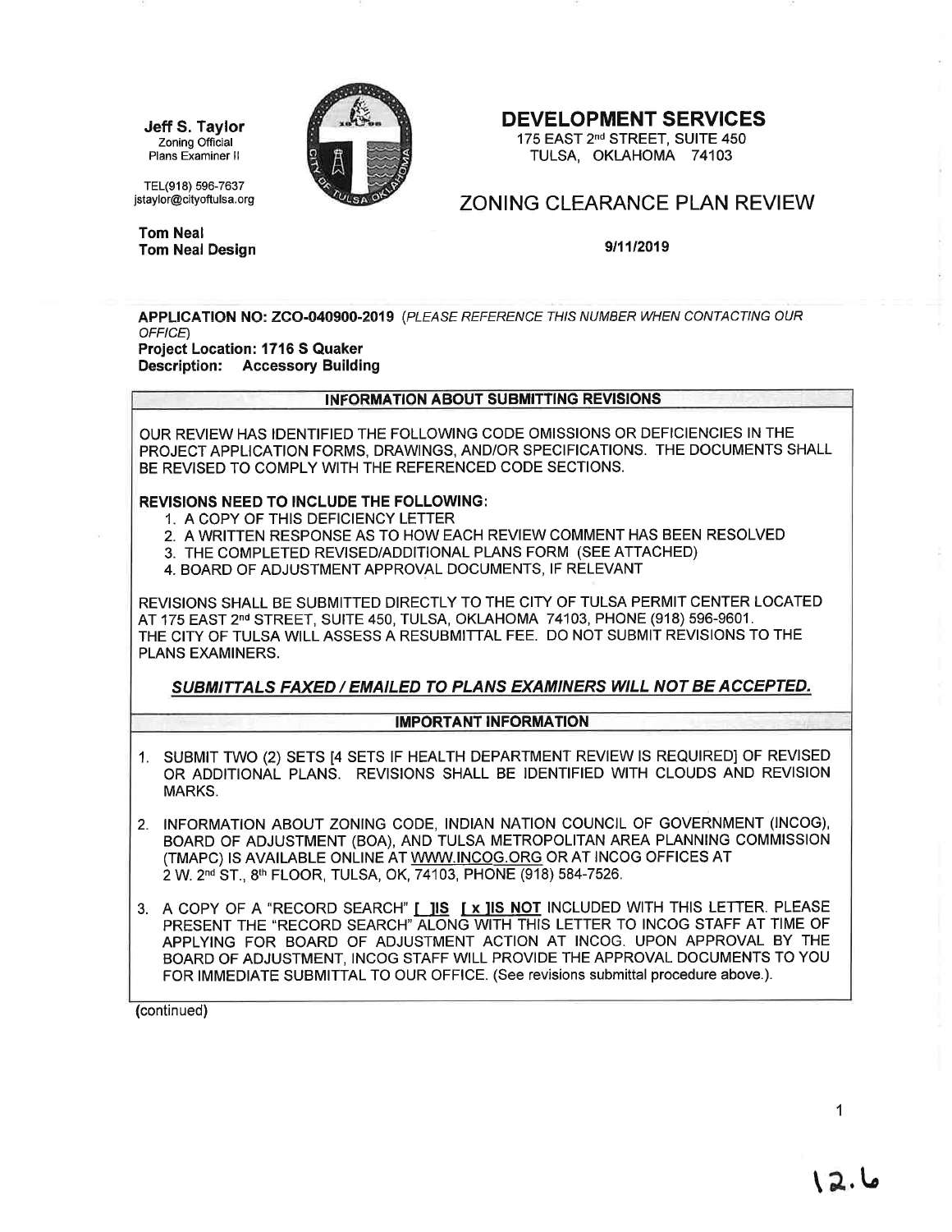**Jeff S. Taylor**
Zoning Official
Plans Examiner II

TEL(918) 596-7637
jstaylor@cityoftulsa.org

# DEVELOPMENT SERVICES

175 EAST 2nd STREET, SUITE 450
TULSA, OKLAHOMA 74103

## ZONING CLEARANCE PLAN REVIEW

**Tom Neal**
**Tom Neal Design**

**9/11/2019**

**APPLICATION NO: ZCO-040900-2019** *(PLEASE REFERENCE THIS NUMBER WHEN CONTACTING OUR OFFICE)*
**Project Location: 1716 S Quaker**
**Description: Accessory Building**

### INFORMATION ABOUT SUBMITTING REVISIONS

OUR REVIEW HAS IDENTIFIED THE FOLLOWING CODE OMISSIONS OR DEFICIENCIES IN THE PROJECT APPLICATION FORMS, DRAWINGS, AND/OR SPECIFICATIONS. THE DOCUMENTS SHALL BE REVISED TO COMPLY WITH THE REFERENCED CODE SECTIONS.

**REVISIONS NEED TO INCLUDE THE FOLLOWING:**

1. A COPY OF THIS DEFICIENCY LETTER
2. A WRITTEN RESPONSE AS TO HOW EACH REVIEW COMMENT HAS BEEN RESOLVED
3. THE COMPLETED REVISED/ADDITIONAL PLANS FORM (SEE ATTACHED)
4. BOARD OF ADJUSTMENT APPROVAL DOCUMENTS, IF RELEVANT

REVISIONS SHALL BE SUBMITTED DIRECTLY TO THE CITY OF TULSA PERMIT CENTER LOCATED AT 175 EAST 2nd STREET, SUITE 450, TULSA, OKLAHOMA 74103, PHONE (918) 596-9601. THE CITY OF TULSA WILL ASSESS A RESUBMITTAL FEE. DO NOT SUBMIT REVISIONS TO THE PLANS EXAMINERS.

***SUBMITTALS FAXED / EMAILED TO PLANS EXAMINERS WILL NOT BE ACCEPTED.***

### IMPORTANT INFORMATION

1. SUBMIT TWO (2) SETS [4 SETS IF HEALTH DEPARTMENT REVIEW IS REQUIRED] OF REVISED OR ADDITIONAL PLANS. REVISIONS SHALL BE IDENTIFIED WITH CLOUDS AND REVISION MARKS.
2. INFORMATION ABOUT ZONING CODE, INDIAN NATION COUNCIL OF GOVERNMENT (INCOG), BOARD OF ADJUSTMENT (BOA), AND TULSA METROPOLITAN AREA PLANNING COMMISSION (TMAPC) IS AVAILABLE ONLINE AT WWW.INCOG.ORG OR AT INCOG OFFICES AT 2 W. 2nd ST., 8th FLOOR, TULSA, OK, 74103, PHONE (918) 584-7526.
3. A COPY OF A "RECORD SEARCH" [ ]IS [ x ]IS NOT INCLUDED WITH THIS LETTER. PLEASE PRESENT THE "RECORD SEARCH" ALONG WITH THIS LETTER TO INCOG STAFF AT TIME OF APPLYING FOR BOARD OF ADJUSTMENT ACTION AT INCOG. UPON APPROVAL BY THE BOARD OF ADJUSTMENT, INCOG STAFF WILL PROVIDE THE APPROVAL DOCUMENTS TO YOU FOR IMMEDIATE SUBMITTAL TO OUR OFFICE. (See revisions submittal procedure above.).

(continued)

12.6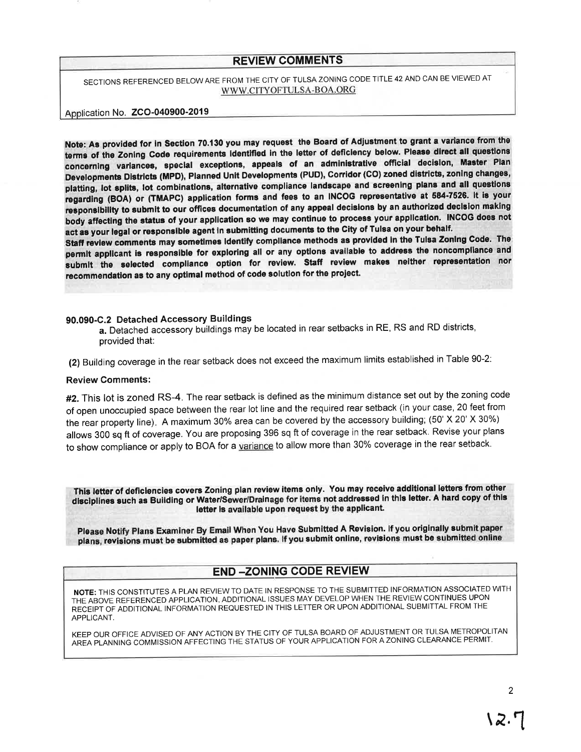## REVIEW COMMENTS

SECTIONS REFERENCED BELOW ARE FROM THE CITY OF TULSA ZONING CODE TITLE 42 AND CAN BE VIEWED AT WWW.CITYOFTULSA-BOA.ORG

Application No. **ZCO-040900-2019**

**Note: As provided for in Section 70.130 you may request the Board of Adjustment to grant a variance from the terms of the Zoning Code requirements identified in the letter of deficiency below. Please direct all questions concerning variances, special exceptions, appeals of an administrative official decision, Master Plan Developments Districts (MPD), Planned Unit Developments (PUD), Corridor (CO) zoned districts, zoning changes, platting, lot splits, lot combinations, alternative compliance landscape and screening plans and all questions regarding (BOA) or (TMAPC) application forms and fees to an INCOG representative at 584-7526. It is your responsibility to submit to our offices documentation of any appeal decisions by an authorized decision making body affecting the status of your application so we may continue to process your application. INCOG does not act as your legal or responsible agent in submitting documents to the City of Tulsa on your behalf.**

**Staff review comments may sometimes identify compliance methods as provided in the Tulsa Zoning Code. The permit applicant is responsible for exploring all or any options available to address the noncompliance and submit the selected compliance option for review. Staff review makes neither representation nor recommendation as to any optimal method of code solution for the project.**

**90.090-C.2 Detached Accessory Buildings**

**a.** Detached accessory buildings may be located in rear setbacks in RE, RS and RD districts, provided that:

**(2)** Building coverage in the rear setback does not exceed the maximum limits established in Table 90-2:

**Review Comments:**

**#2.** This lot is zoned RS-4. The rear setback is defined as the minimum distance set out by the zoning code of open unoccupied space between the rear lot line and the required rear setback (in your case, 20 feet from the rear property line). A maximum 30% area can be covered by the accessory building; (50' X 20' X 30%) allows 300 sq ft of coverage. You are proposing 396 sq ft of coverage in the rear setback. Revise your plans to show compliance or apply to BOA for a variance to allow more than 30% coverage in the rear setback.

**This letter of deficiencies covers Zoning plan review items only. You may receive additional letters from other disciplines such as Building or Water/Sewer/Drainage for items not addressed in this letter. A hard copy of this letter is available upon request by the applicant.**

**Please Notify Plans Examiner By Email When You Have Submitted A Revision. If you originally submit paper plans, revisions must be submitted as paper plans. If you submit online, revisions must be submitted online**

## END –ZONING CODE REVIEW

**NOTE:** THIS CONSTITUTES A PLAN REVIEW TO DATE IN RESPONSE TO THE SUBMITTED INFORMATION ASSOCIATED WITH THE ABOVE REFERENCED APPLICATION. ADDITIONAL ISSUES MAY DEVELOP WHEN THE REVIEW CONTINUES UPON RECEIPT OF ADDITIONAL INFORMATION REQUESTED IN THIS LETTER OR UPON ADDITIONAL SUBMITTAL FROM THE APPLICANT.

KEEP OUR OFFICE ADVISED OF ANY ACTION BY THE CITY OF TULSA BOARD OF ADJUSTMENT OR TULSA METROPOLITAN AREA PLANNING COMMISSION AFFECTING THE STATUS OF YOUR APPLICATION FOR A ZONING CLEARANCE PERMIT.

12.7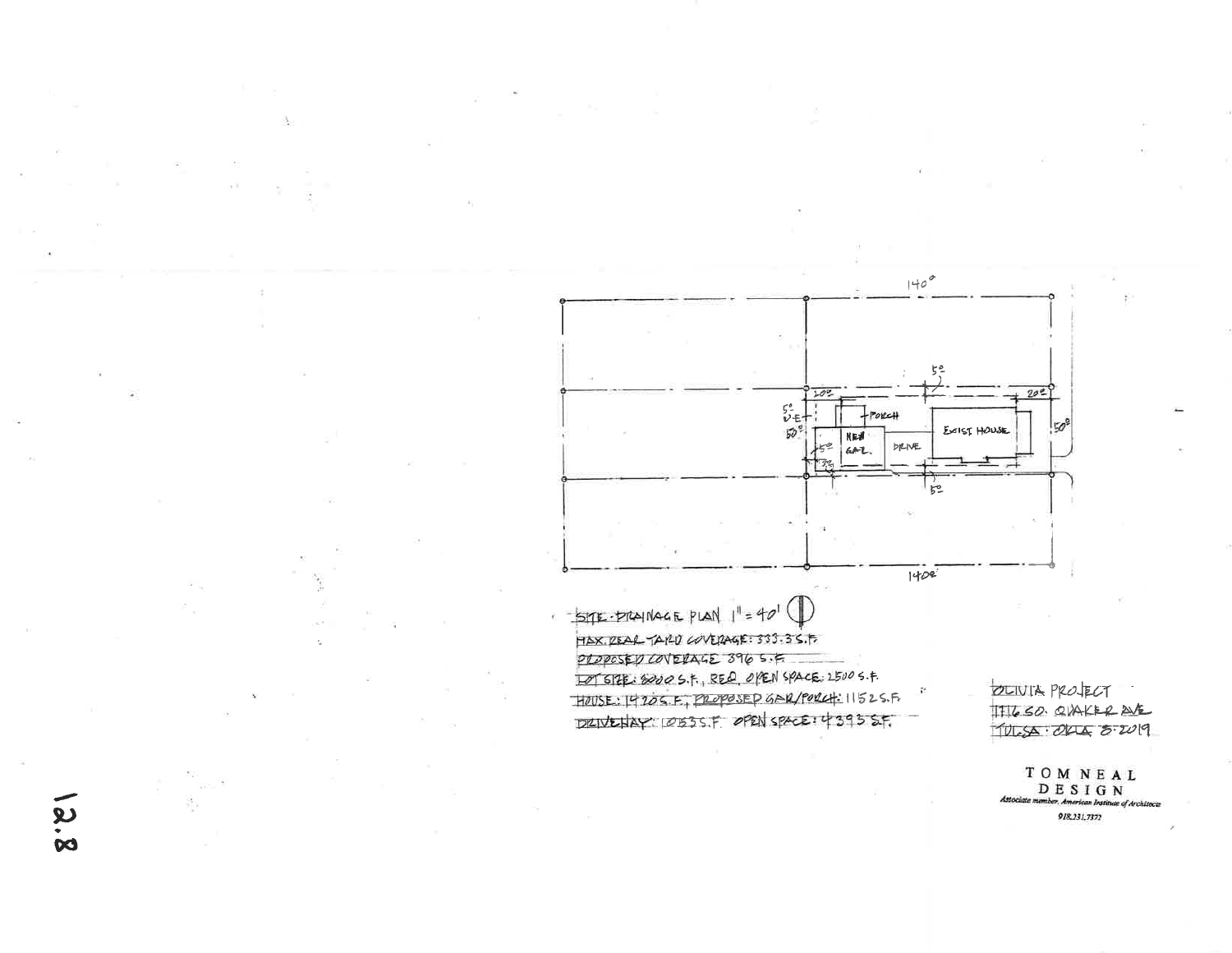140'

5'

20' 20'

5'
U.E.
50'

PORCH

NEW GAR.

DRIVE

EXIST HOUSE

50'

5'

5'

3'

140'

SITE DRAINAGE PLAN 1" = 40'

MAX. REAR YARD COVERAGE: 333.3 S.F.

PROPOSED COVERAGE 396 S.F.

LOT SIZE: 8000 S.F., REQ. OPEN SPACE: 2500 S.F.

HOUSE: 1420 S.F., PROPOSED GAR/PORCH: 1152 S.F.

DRIVEWAY: 1035 S.F. OPEN SPACE: 4393 S.F.

OLIVIA PROJECT
1116 SO. QUAKER AVE
TULSA, OKLA 8-2019

TOM NEAL
DESIGN
Associate member, American Institute of Architects
918.231.7372

12.8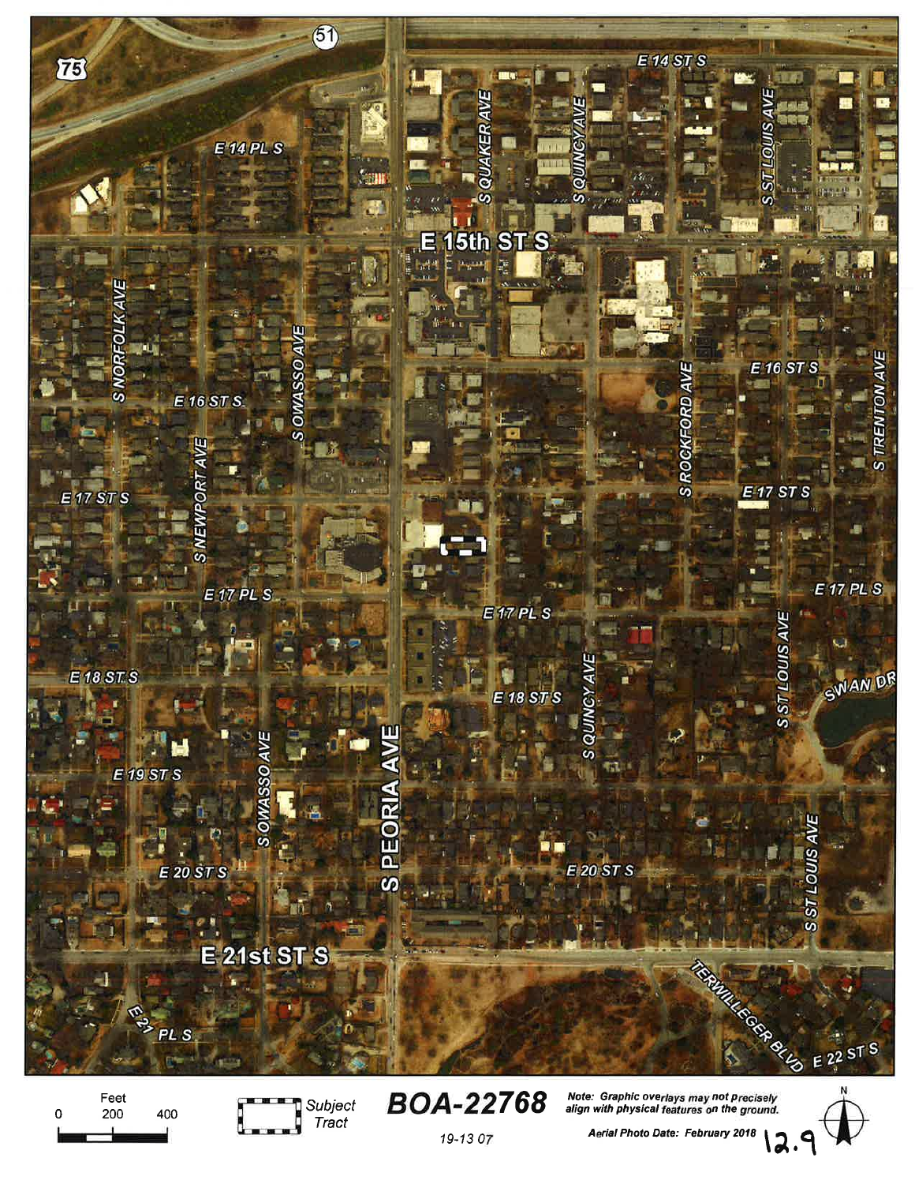E 14 ST S

E 14 PL S

S QUAKER AVE

S QUINCY AVE

S ST LOUIS AVE

E 15th ST S

S NORFOLK AVE

E 16 ST S

S OWASSO AVE

S ROCKFORD AVE

E 16 ST S

S TRENTON AVE

E 17 ST S

S NEWPORT AVE

E 17 ST S

E 17 PL S

E 17 PL S

E 17 PL S

S ST LOUIS AVE

E 18 ST S

E 18 ST S

S QUINCY AVE

SWAN DR

E 19 ST S

S OWASSO AVE

S PEORIA AVE

E 20 ST S

E 20 ST S

S ST LOUIS AVE

E 21st ST S

E 21 PL S

TERWILLEGER BLVD

E 22 ST S

Feet

0 200 400

Subject Tract

**BOA-22768**

19-13 07

*Note: Graphic overlays may not precisely align with physical features on the ground.*

*Aerial Photo Date: February 2018*

12.9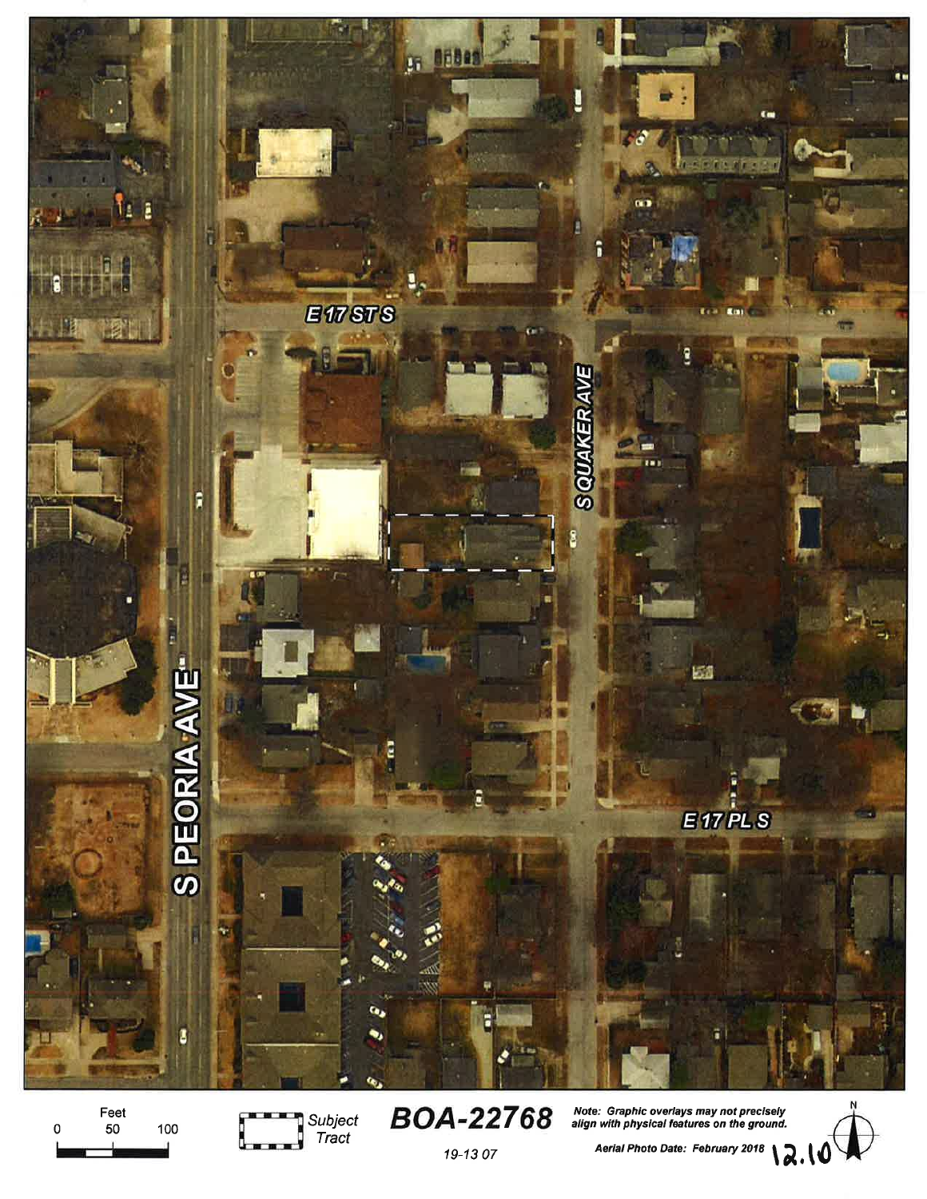E 17 ST S

S QUAKER AVE

S PEORIA AVE

E 17 PL S

Feet

0 50 100

Subject Tract

**BOA-22768**

19-13 07

*Note: Graphic overlays may not precisely align with physical features on the ground.*

*Aerial Photo Date: February 2018*

12.10

N